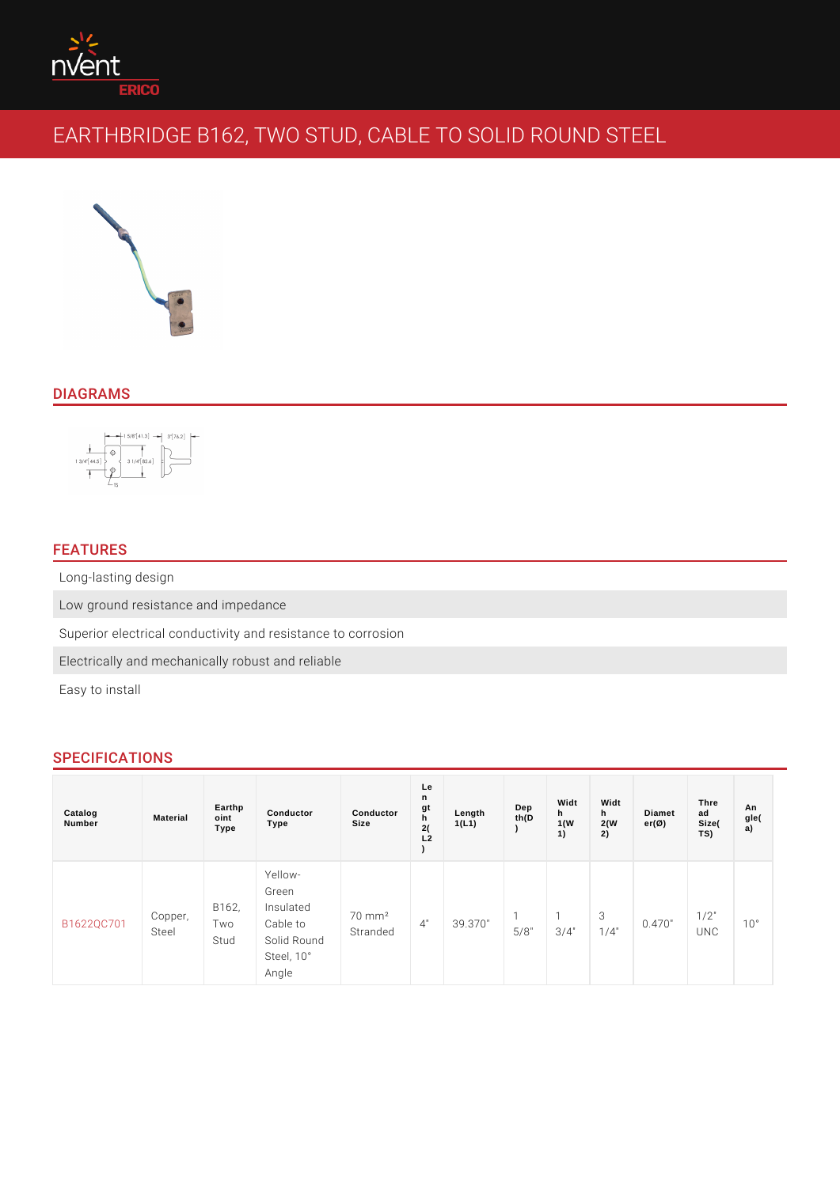# EARTHBRIDGE B162, TWO STUD, CABLE TO SOLID ROUND STEEL

## DIAGRAMS

## FEATURES

- Long-lasting design
- Low ground resistance and impedance
- Superior electrical conductivity and resistance to corrosion
- Electrically and mechanically robust and reliable
- Easy to install

## SPECIFICATIONS

| Catalog Number | Material | Earthpoint Type | Conductor Type | Conductor Size | Length 2(L2) | Length 1(L1) | Depth(D) | Width 1(W1) | Width 2(W2) | Diameter(Ø) | Thread Size(TS) | Angle(a) |
|---|---|---|---|---|---|---|---|---|---|---|---|---|
| B1622QC701 | Copper, Steel | B162, Two Stud | Yellow-Green Insulated Cable to Solid Round Steel, 10° Angle | 70 mm² Stranded | 4" | 39.370" | 1 5/8" | 1 3/4" | 3 1/4" | 0.470" | 1/2" UNC | 10° |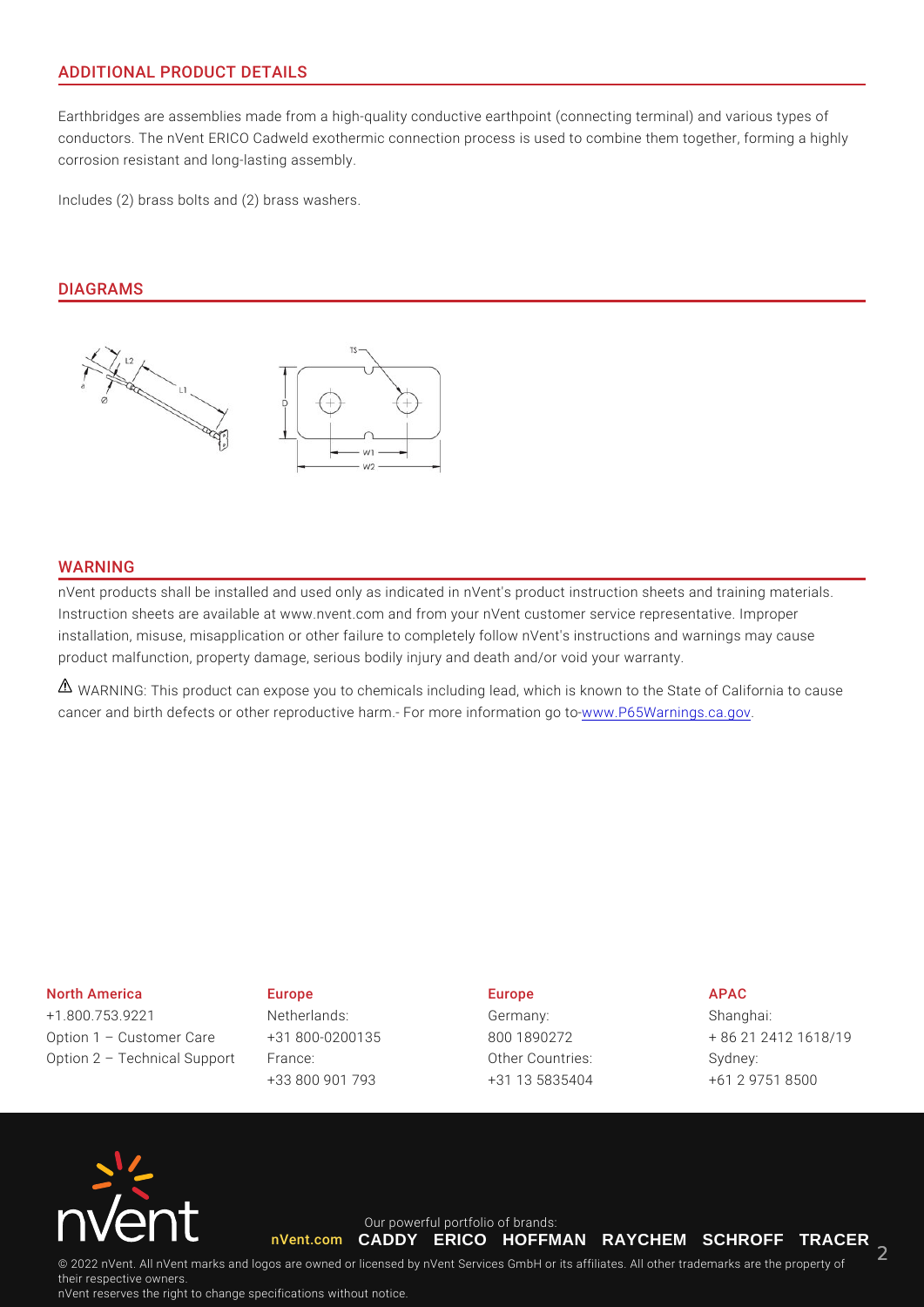## ADDITIONAL PRODUCT DETAILS

Earthbridges are assemblies made from a high-quality conductive earthpoint (connecting terminal) and various types of conductors. The nVent ERICO Cadweld exothermic connection process is used to combine them together, forming a highly corrosion resistant and long-lasting assembly.

Includes (2) brass bolts and (2) brass washers.

## DIAGRAMS

L2
L1
Ø
TS
D
W1
W2

## WARNING

nVent products shall be installed and used only as indicated in nVent's product instruction sheets and training materials. Instruction sheets are available at www.nvent.com and from your nVent customer service representative. Improper installation, misuse, misapplication or other failure to completely follow nVent's instructions and warnings may cause product malfunction, property damage, serious bodily injury and death and/or void your warranty.

⚠ WARNING: This product can expose you to chemicals including lead, which is known to the State of California to cause cancer and birth defects or other reproductive harm.- For more information go to-www.P65Warnings.ca.gov.

**North America**
+1.800.753.9221
Option 1 – Customer Care
Option 2 – Technical Support

**Europe**
Netherlands:
+31 800-0200135
France:
+33 800 901 793

**Europe**
Germany:
800 1890272
Other Countries:
+31 13 5835404

**APAC**
Shanghai:
+ 86 21 2412 1618/19
Sydney:
+61 2 9751 8500

nVent

Our powerful portfolio of brands:
nVent.com CADDY ERICO HOFFMAN RAYCHEM SCHROFF TRACER

© 2022 nVent. All nVent marks and logos are owned or licensed by nVent Services GmbH or its affiliates. All other trademarks are the property of their respective owners.
nVent reserves the right to change specifications without notice.